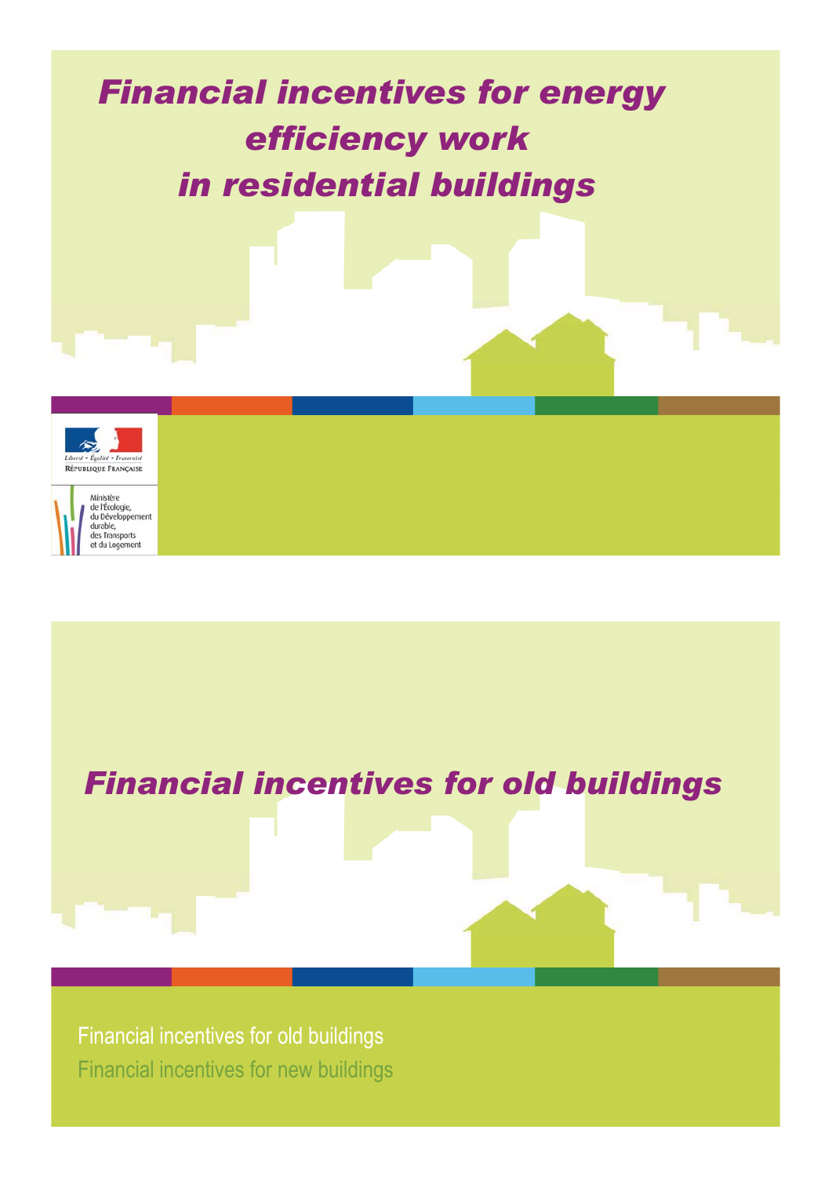# *Financial incentives for energy efficiency work in residential buildings*

Liberté • Égalité • Fraternité
RÉPUBLIQUE FRANÇAISE

Ministère de l'Écologie, du Développement durable, des Transports et du Logement

## *Financial incentives for old buildings*

Financial incentives for old buildings

Financial incentives for new buildings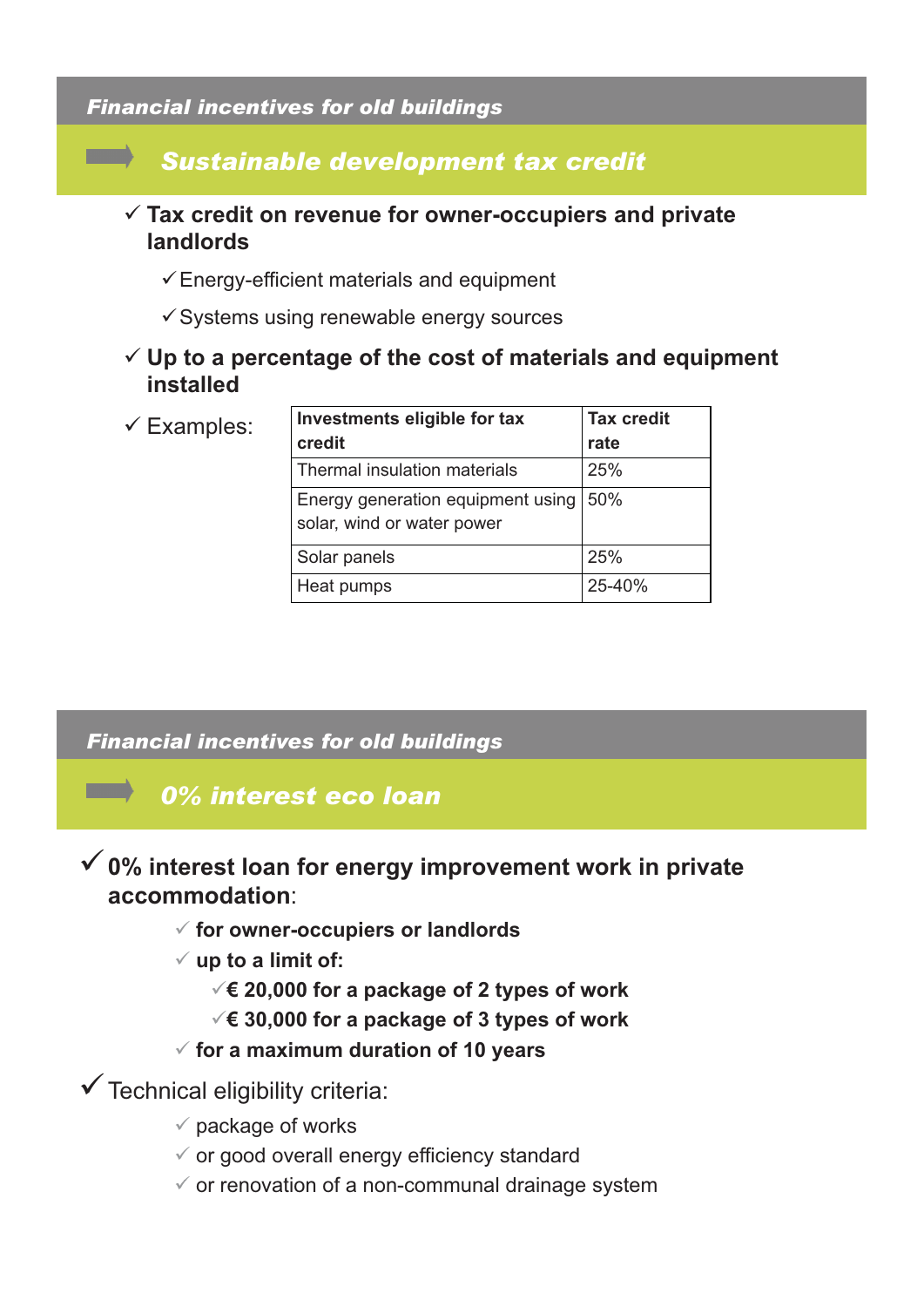## *Financial incentives for old buildings*

### *Sustainable development tax credit*

- ✓ **Tax credit on revenue for owner-occupiers and private landlords**
  - ✓ Energy-efficient materials and equipment
  - ✓ Systems using renewable energy sources
- ✓ **Up to a percentage of the cost of materials and equipment installed**
- ✓ Examples:

| Investments eligible for tax credit | Tax credit rate |
|---|---|
| Thermal insulation materials | 25% |
| Energy generation equipment using solar, wind or water power | 50% |
| Solar panels | 25% |
| Heat pumps | 25-40% |

## *Financial incentives for old buildings*

### *0% interest eco loan*

- ✓ **0% interest loan for energy improvement work in private accommodation**:
  - ✓ **for owner-occupiers or landlords**
  - ✓ **up to a limit of:**
    - ✓ **€ 20,000 for a package of 2 types of work**
    - ✓ **€ 30,000 for a package of 3 types of work**
  - ✓ **for a maximum duration of 10 years**
- ✓ Technical eligibility criteria:
  - ✓ package of works
  - ✓ or good overall energy efficiency standard
  - ✓ or renovation of a non-communal drainage system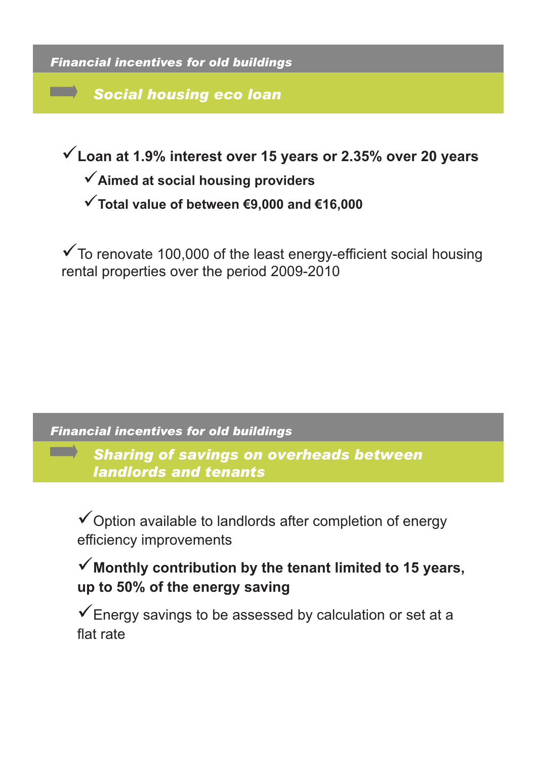*Financial incentives for old buildings*

## *Social housing eco loan*

- ✓ **Loan at 1.9% interest over 15 years or 2.35% over 20 years**
  - ✓ **Aimed at social housing providers**
  - ✓ **Total value of between €9,000 and €16,000**

✓ To renovate 100,000 of the least energy-efficient social housing rental properties over the period 2009-2010

*Financial incentives for old buildings*

## *Sharing of savings on overheads between landlords and tenants*

✓ Option available to landlords after completion of energy efficiency improvements

✓ **Monthly contribution by the tenant limited to 15 years, up to 50% of the energy saving**

✓ Energy savings to be assessed by calculation or set at a flat rate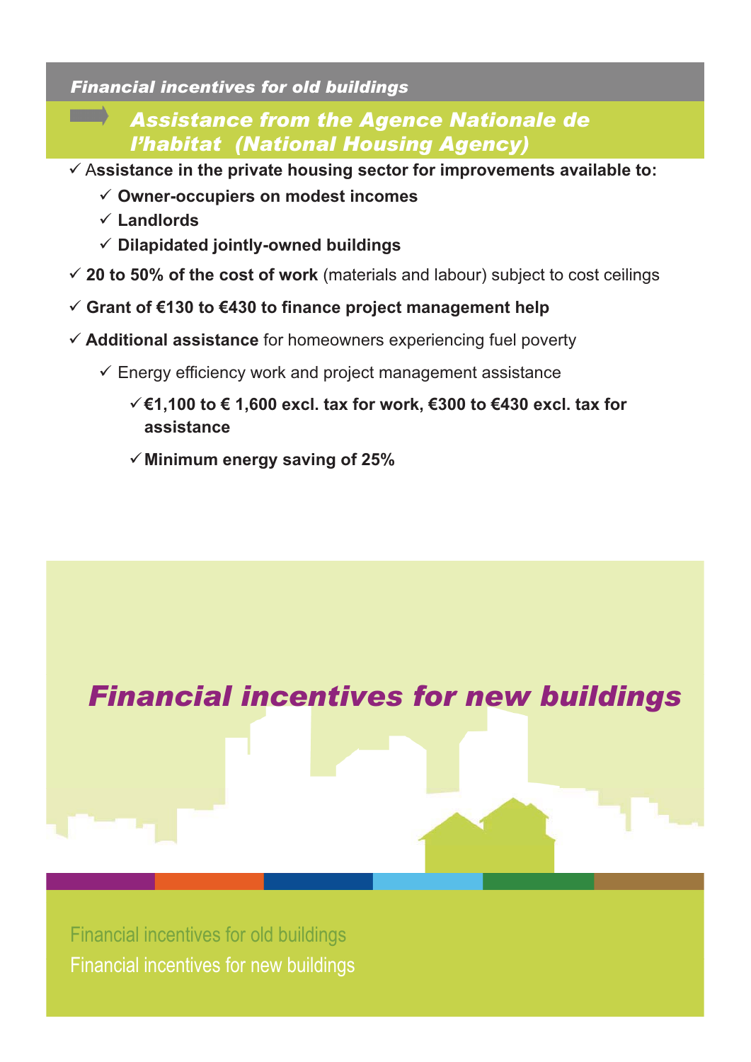*Financial incentives for old buildings*

## *Assistance from the Agence Nationale de l'habitat (National Housing Agency)*

- ✓ **Assistance in the private housing sector for improvements available to:**
  - ✓ **Owner-occupiers on modest incomes**
  - ✓ **Landlords**
  - ✓ **Dilapidated jointly-owned buildings**
- ✓ **20 to 50% of the cost of work** (materials and labour) subject to cost ceilings
- ✓ **Grant of €130 to €430 to finance project management help**
- ✓ **Additional assistance** for homeowners experiencing fuel poverty
  - ✓ Energy efficiency work and project management assistance
    - ✓ **€1,100 to € 1,600 excl. tax for work, €300 to €430 excl. tax for assistance**
    - ✓ **Minimum energy saving of 25%**

# *Financial incentives for new buildings*

Financial incentives for old buildings

Financial incentives for new buildings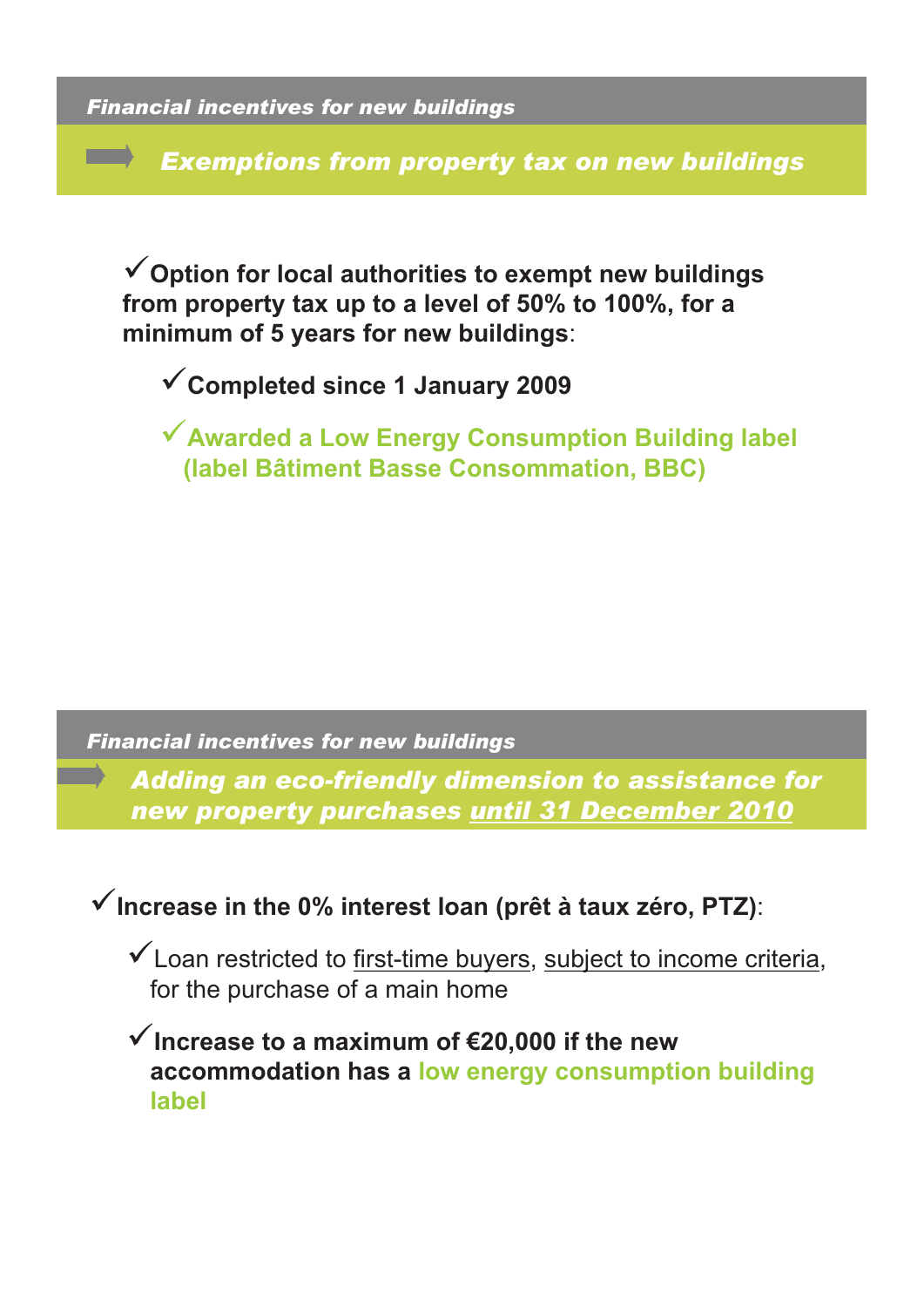*Financial incentives for new buildings*

## *Exemptions from property tax on new buildings*

- **Option for local authorities to exempt new buildings from property tax up to a level of 50% to 100%, for a minimum of 5 years for new buildings**:
  - **Completed since 1 January 2009**
  - **Awarded a Low Energy Consumption Building label (label Bâtiment Basse Consommation, BBC)**

*Financial incentives for new buildings*

## *Adding an eco-friendly dimension to assistance for new property purchases until 31 December 2010*

- **Increase in the 0% interest loan (prêt à taux zéro, PTZ)**:
  - Loan restricted to first-time buyers, subject to income criteria, for the purchase of a main home
  - **Increase to a maximum of €20,000 if the new accommodation has a low energy consumption building label**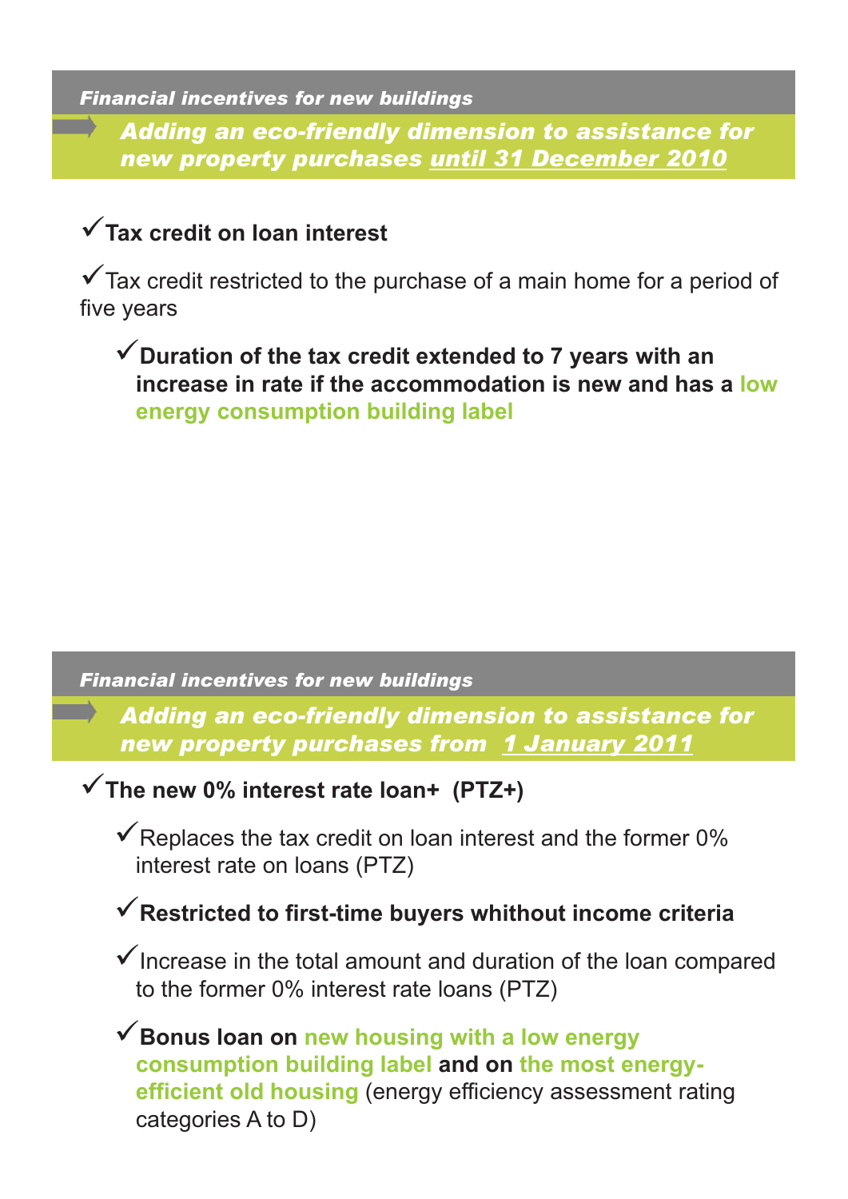*Financial incentives for new buildings*

## *Adding an eco-friendly dimension to assistance for new property purchases until 31 December 2010*

- ✓ **Tax credit on loan interest**
- ✓ Tax credit restricted to the purchase of a main home for a period of five years
  - ✓ **Duration of the tax credit extended to 7 years with an increase in rate if the accommodation is new and has a low energy consumption building label**

*Financial incentives for new buildings*

## *Adding an eco-friendly dimension to assistance for new property purchases from 1 January 2011*

- ✓ **The new 0% interest rate loan+ (PTZ+)**
  - ✓ Replaces the tax credit on loan interest and the former 0% interest rate on loans (PTZ)
  - ✓ **Restricted to first-time buyers whithout income criteria**
  - ✓ Increase in the total amount and duration of the loan compared to the former 0% interest rate loans (PTZ)
  - ✓ **Bonus loan on new housing with a low energy consumption building label and on the most energy-efficient old housing** (energy efficiency assessment rating categories A to D)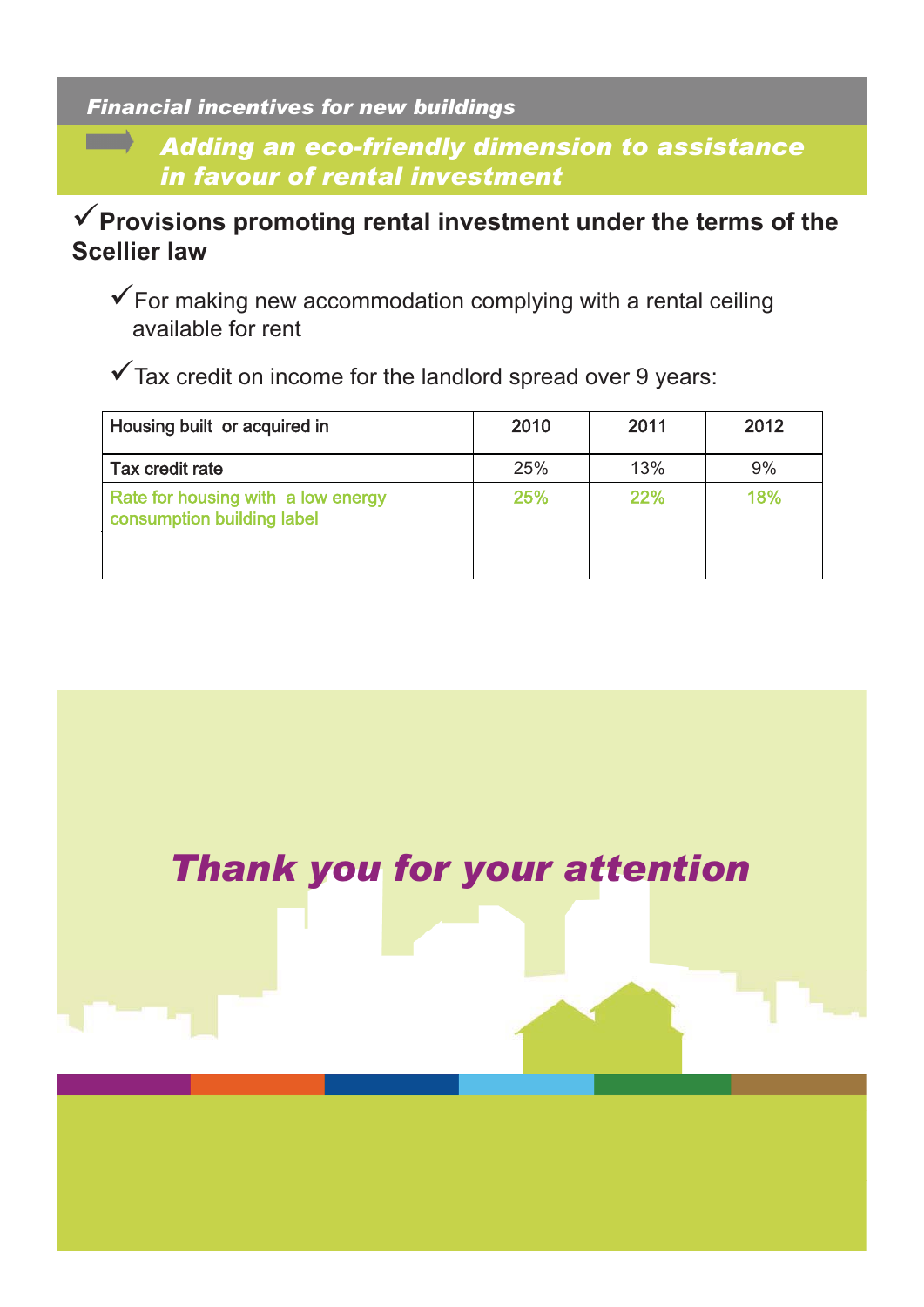*Financial incentives for new buildings*

## *Adding an eco-friendly dimension to assistance in favour of rental investment*

✓**Provisions promoting rental investment under the terms of the Scellier law**

- ✓For making new accommodation complying with a rental ceiling available for rent
- ✓Tax credit on income for the landlord spread over 9 years:

| Housing built or acquired in | 2010 | 2011 | 2012 |
|---|---|---|---|
| Tax credit rate | 25% | 13% | 9% |
| Rate for housing with a low energy consumption building label | 25% | 22% | 18% |

*Thank you for your attention*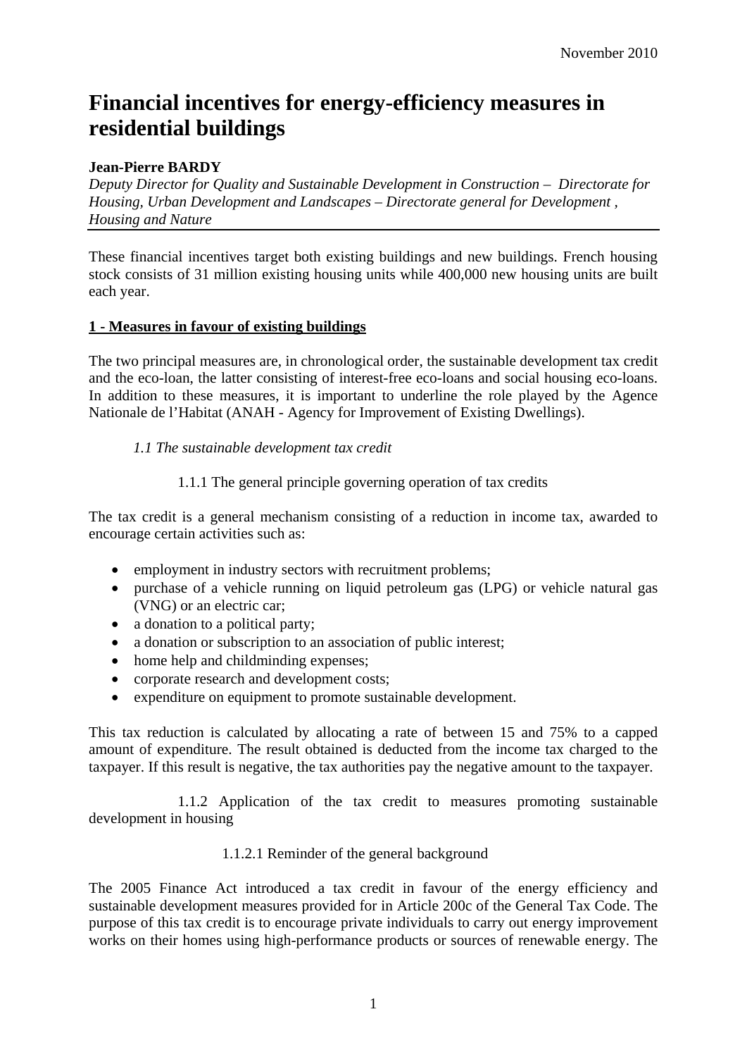November 2010

# Financial incentives for energy-efficiency measures in residential buildings

**Jean-Pierre BARDY**

*Deputy Director for Quality and Sustainable Development in Construction – Directorate for Housing, Urban Development and Landscapes – Directorate general for Development , Housing and Nature*

---

These financial incentives target both existing buildings and new buildings. French housing stock consists of 31 million existing housing units while 400,000 new housing units are built each year.

## 1 - Measures in favour of existing buildings

The two principal measures are, in chronological order, the sustainable development tax credit and the eco-loan, the latter consisting of interest-free eco-loans and social housing eco-loans. In addition to these measures, it is important to underline the role played by the Agence Nationale de l'Habitat (ANAH - Agency for Improvement of Existing Dwellings).

### *1.1 The sustainable development tax credit*

#### 1.1.1 The general principle governing operation of tax credits

The tax credit is a general mechanism consisting of a reduction in income tax, awarded to encourage certain activities such as:

- employment in industry sectors with recruitment problems;
- purchase of a vehicle running on liquid petroleum gas (LPG) or vehicle natural gas (VNG) or an electric car;
- a donation to a political party;
- a donation or subscription to an association of public interest;
- home help and childminding expenses;
- corporate research and development costs;
- expenditure on equipment to promote sustainable development.

This tax reduction is calculated by allocating a rate of between 15 and 75% to a capped amount of expenditure. The result obtained is deducted from the income tax charged to the taxpayer. If this result is negative, the tax authorities pay the negative amount to the taxpayer.

#### 1.1.2 Application of the tax credit to measures promoting sustainable development in housing

##### 1.1.2.1 Reminder of the general background

The 2005 Finance Act introduced a tax credit in favour of the energy efficiency and sustainable development measures provided for in Article 200c of the General Tax Code. The purpose of this tax credit is to encourage private individuals to carry out energy improvement works on their homes using high-performance products or sources of renewable energy. The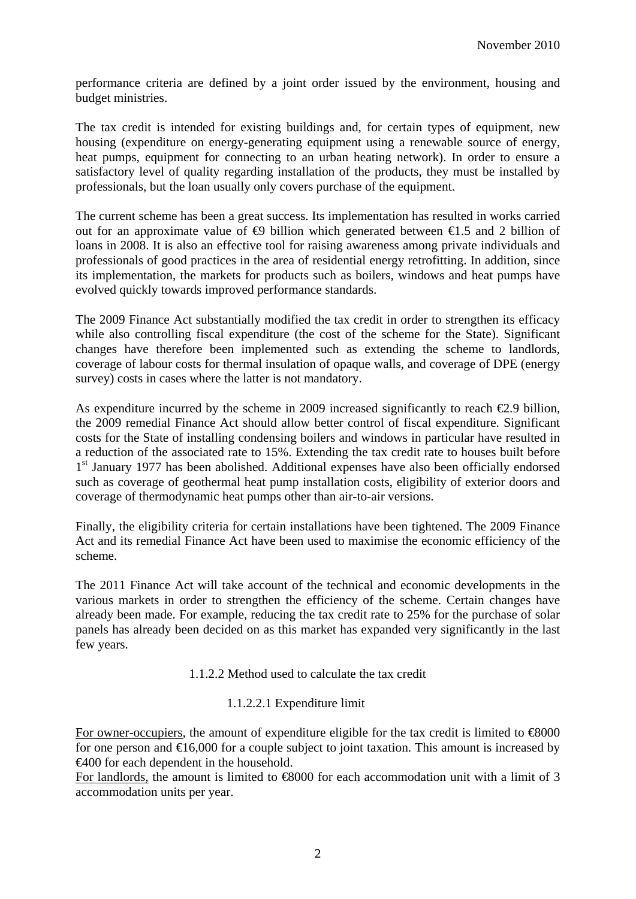performance criteria are defined by a joint order issued by the environment, housing and budget ministries.

The tax credit is intended for existing buildings and, for certain types of equipment, new housing (expenditure on energy-generating equipment using a renewable source of energy, heat pumps, equipment for connecting to an urban heating network). In order to ensure a satisfactory level of quality regarding installation of the products, they must be installed by professionals, but the loan usually only covers purchase of the equipment.

The current scheme has been a great success. Its implementation has resulted in works carried out for an approximate value of €9 billion which generated between €1.5 and 2 billion of loans in 2008. It is also an effective tool for raising awareness among private individuals and professionals of good practices in the area of residential energy retrofitting. In addition, since its implementation, the markets for products such as boilers, windows and heat pumps have evolved quickly towards improved performance standards.

The 2009 Finance Act substantially modified the tax credit in order to strengthen its efficacy while also controlling fiscal expenditure (the cost of the scheme for the State). Significant changes have therefore been implemented such as extending the scheme to landlords, coverage of labour costs for thermal insulation of opaque walls, and coverage of DPE (energy survey) costs in cases where the latter is not mandatory.

As expenditure incurred by the scheme in 2009 increased significantly to reach €2.9 billion, the 2009 remedial Finance Act should allow better control of fiscal expenditure. Significant costs for the State of installing condensing boilers and windows in particular have resulted in a reduction of the associated rate to 15%. Extending the tax credit rate to houses built before 1st January 1977 has been abolished. Additional expenses have also been officially endorsed such as coverage of geothermal heat pump installation costs, eligibility of exterior doors and coverage of thermodynamic heat pumps other than air-to-air versions.

Finally, the eligibility criteria for certain installations have been tightened. The 2009 Finance Act and its remedial Finance Act have been used to maximise the economic efficiency of the scheme.

The 2011 Finance Act will take account of the technical and economic developments in the various markets in order to strengthen the efficiency of the scheme. Certain changes have already been made. For example, reducing the tax credit rate to 25% for the purchase of solar panels has already been decided on as this market has expanded very significantly in the last few years.

#### 1.1.2.2 Method used to calculate the tax credit

##### 1.1.2.2.1 Expenditure limit

For owner-occupiers, the amount of expenditure eligible for the tax credit is limited to €8000 for one person and €16,000 for a couple subject to joint taxation. This amount is increased by €400 for each dependent in the household.

For landlords, the amount is limited to €8000 for each accommodation unit with a limit of 3 accommodation units per year.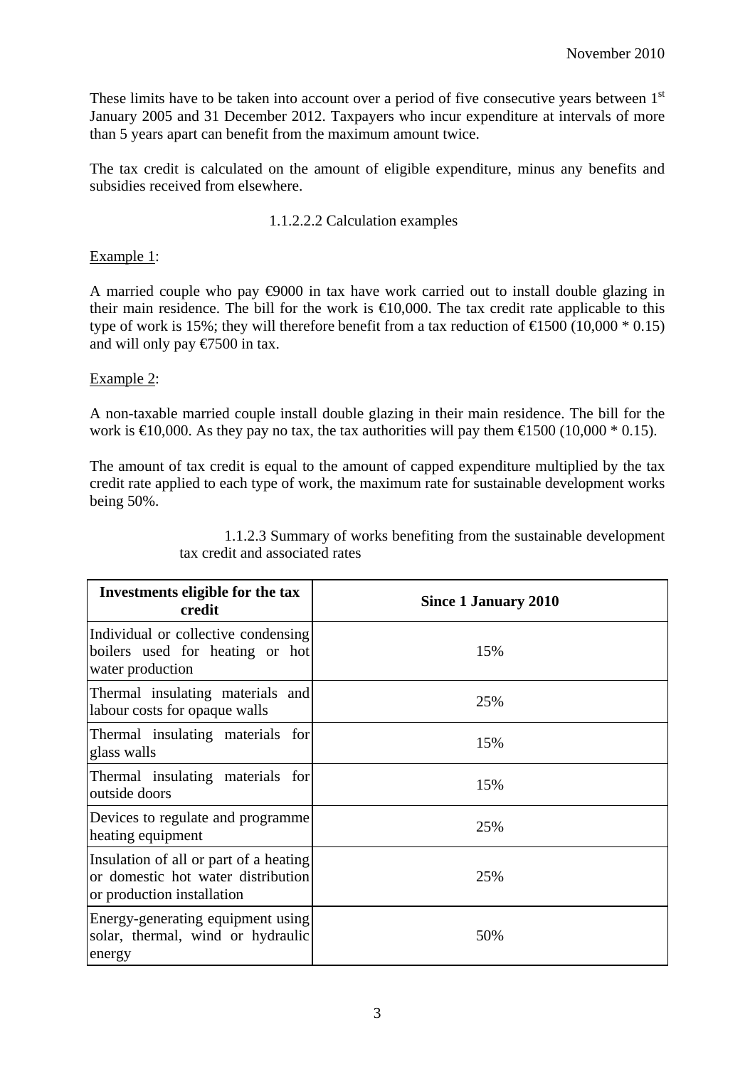These limits have to be taken into account over a period of five consecutive years between 1st January 2005 and 31 December 2012. Taxpayers who incur expenditure at intervals of more than 5 years apart can benefit from the maximum amount twice.

The tax credit is calculated on the amount of eligible expenditure, minus any benefits and subsidies received from elsewhere.

#### 1.1.2.2.2 Calculation examples

Example 1:

A married couple who pay €9000 in tax have work carried out to install double glazing in their main residence. The bill for the work is €10,000. The tax credit rate applicable to this type of work is 15%; they will therefore benefit from a tax reduction of €1500 (10,000 * 0.15) and will only pay €7500 in tax.

Example 2:

A non-taxable married couple install double glazing in their main residence. The bill for the work is €10,000. As they pay no tax, the tax authorities will pay them €1500 (10,000 * 0.15).

The amount of tax credit is equal to the amount of capped expenditure multiplied by the tax credit rate applied to each type of work, the maximum rate for sustainable development works being 50%.

#### 1.1.2.3 Summary of works benefiting from the sustainable development tax credit and associated rates

| Investments eligible for the tax credit | Since 1 January 2010 |
|---|---|
| Individual or collective condensing boilers used for heating or hot water production | 15% |
| Thermal insulating materials and labour costs for opaque walls | 25% |
| Thermal insulating materials for glass walls | 15% |
| Thermal insulating materials for outside doors | 15% |
| Devices to regulate and programme heating equipment | 25% |
| Insulation of all or part of a heating or domestic hot water distribution or production installation | 25% |
| Energy-generating equipment using solar, thermal, wind or hydraulic energy | 50% |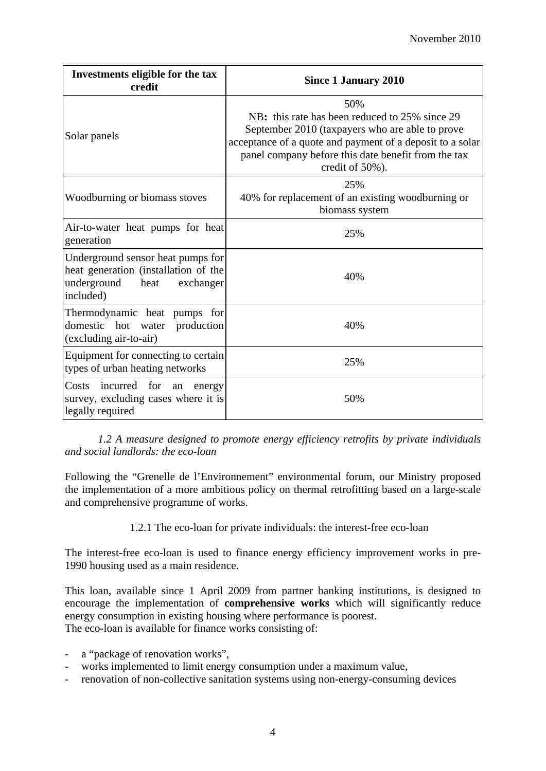| Investments eligible for the tax credit | Since 1 January 2010 |
|---|---|
| Solar panels | 50%<br>NB**:** this rate has been reduced to 25% since 29 September 2010 (taxpayers who are able to prove acceptance of a quote and payment of a deposit to a solar panel company before this date benefit from the tax credit of 50%). |
| Woodburning or biomass stoves | 25%<br>40% for replacement of an existing woodburning or biomass system |
| Air-to-water heat pumps for heat generation | 25% |
| Underground sensor heat pumps for heat generation (installation of the underground heat exchanger included) | 40% |
| Thermodynamic heat pumps for domestic hot water production (excluding air-to-air) | 40% |
| Equipment for connecting to certain types of urban heating networks | 25% |
| Costs incurred for an energy survey, excluding cases where it is legally required | 50% |

*1.2 A measure designed to promote energy efficiency retrofits by private individuals and social landlords: the eco-loan*

Following the "Grenelle de l'Environnement" environmental forum, our Ministry proposed the implementation of a more ambitious policy on thermal retrofitting based on a large-scale and comprehensive programme of works.

1.2.1 The eco-loan for private individuals: the interest-free eco-loan

The interest-free eco-loan is used to finance energy efficiency improvement works in pre-1990 housing used as a main residence.

This loan, available since 1 April 2009 from partner banking institutions, is designed to encourage the implementation of **comprehensive works** which will significantly reduce energy consumption in existing housing where performance is poorest.
The eco-loan is available for finance works consisting of:

- a "package of renovation works",
- works implemented to limit energy consumption under a maximum value,
- renovation of non-collective sanitation systems using non-energy-consuming devices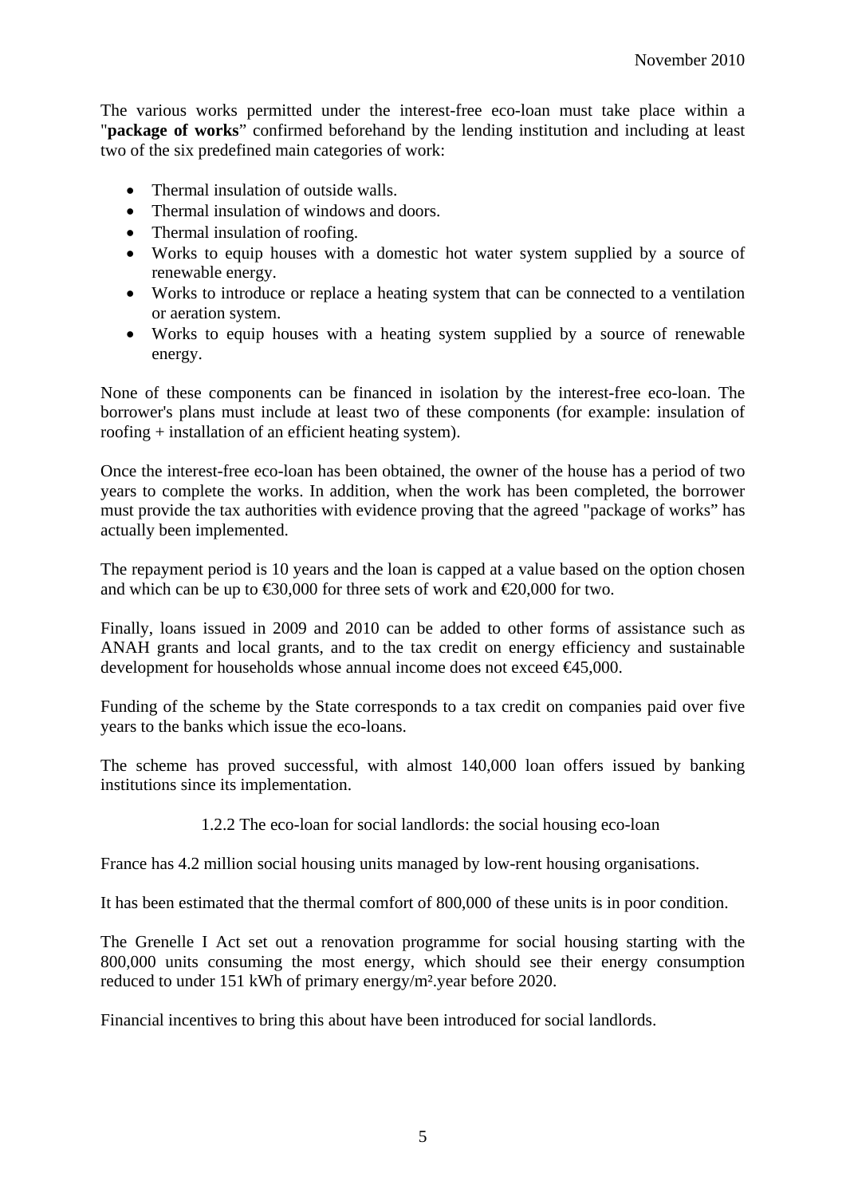The various works permitted under the interest-free eco-loan must take place within a "**package of works**" confirmed beforehand by the lending institution and including at least two of the six predefined main categories of work:

- Thermal insulation of outside walls.
- Thermal insulation of windows and doors.
- Thermal insulation of roofing.
- Works to equip houses with a domestic hot water system supplied by a source of renewable energy.
- Works to introduce or replace a heating system that can be connected to a ventilation or aeration system.
- Works to equip houses with a heating system supplied by a source of renewable energy.

None of these components can be financed in isolation by the interest-free eco-loan. The borrower's plans must include at least two of these components (for example: insulation of roofing + installation of an efficient heating system).

Once the interest-free eco-loan has been obtained, the owner of the house has a period of two years to complete the works. In addition, when the work has been completed, the borrower must provide the tax authorities with evidence proving that the agreed "package of works" has actually been implemented.

The repayment period is 10 years and the loan is capped at a value based on the option chosen and which can be up to €30,000 for three sets of work and €20,000 for two.

Finally, loans issued in 2009 and 2010 can be added to other forms of assistance such as ANAH grants and local grants, and to the tax credit on energy efficiency and sustainable development for households whose annual income does not exceed €45,000.

Funding of the scheme by the State corresponds to a tax credit on companies paid over five years to the banks which issue the eco-loans.

The scheme has proved successful, with almost 140,000 loan offers issued by banking institutions since its implementation.

### 1.2.2 The eco-loan for social landlords: the social housing eco-loan

France has 4.2 million social housing units managed by low-rent housing organisations.

It has been estimated that the thermal comfort of 800,000 of these units is in poor condition.

The Grenelle I Act set out a renovation programme for social housing starting with the 800,000 units consuming the most energy, which should see their energy consumption reduced to under 151 kWh of primary energy/m².year before 2020.

Financial incentives to bring this about have been introduced for social landlords.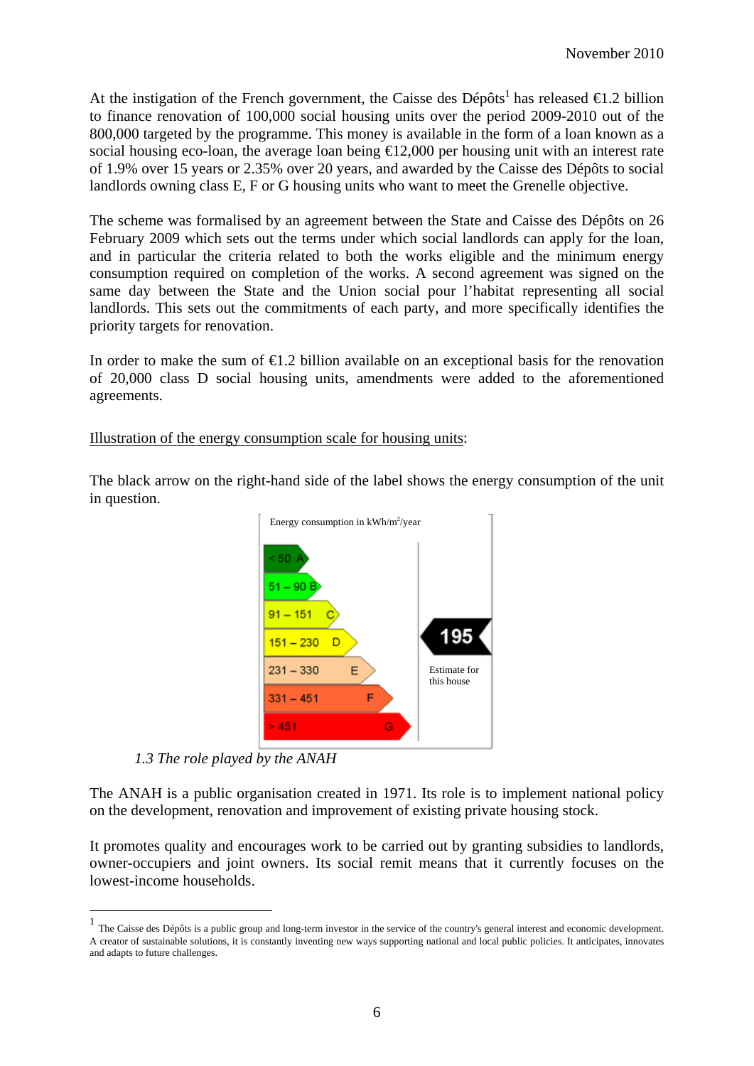At the instigation of the French government, the Caisse des Dépôts[1] has released €1.2 billion to finance renovation of 100,000 social housing units over the period 2009-2010 out of the 800,000 targeted by the programme. This money is available in the form of a loan known as a social housing eco-loan, the average loan being €12,000 per housing unit with an interest rate of 1.9% over 15 years or 2.35% over 20 years, and awarded by the Caisse des Dépôts to social landlords owning class E, F or G housing units who want to meet the Grenelle objective.

The scheme was formalised by an agreement between the State and Caisse des Dépôts on 26 February 2009 which sets out the terms under which social landlords can apply for the loan, and in particular the criteria related to both the works eligible and the minimum energy consumption required on completion of the works. A second agreement was signed on the same day between the State and the Union social pour l'habitat representing all social landlords. This sets out the commitments of each party, and more specifically identifies the priority targets for renovation.

In order to make the sum of €1.2 billion available on an exceptional basis for the renovation of 20,000 class D social housing units, amendments were added to the aforementioned agreements.

<u>Illustration of the energy consumption scale for housing units</u>:

The black arrow on the right-hand side of the label shows the energy consumption of the unit in question.

Energy consumption in kWh/m²/year

| Consumption | Class |
|---|---|
| < 50 | A |
| 51 – 90 | B |
| 91 – 151 | C |
| 151 – 230 | D |
| 231 – 330 | E |
| 331 – 451 | F |
| > 451 | G |

195 — Estimate for this house

### *1.3 The role played by the ANAH*

The ANAH is a public organisation created in 1971. Its role is to implement national policy on the development, renovation and improvement of existing private housing stock.

It promotes quality and encourages work to be carried out by granting subsidies to landlords, owner-occupiers and joint owners. Its social remit means that it currently focuses on the lowest-income households.

---

[1] The Caisse des Dépôts is a public group and long-term investor in the service of the country's general interest and economic development. A creator of sustainable solutions, it is constantly inventing new ways supporting national and local public policies. It anticipates, innovates and adapts to future challenges.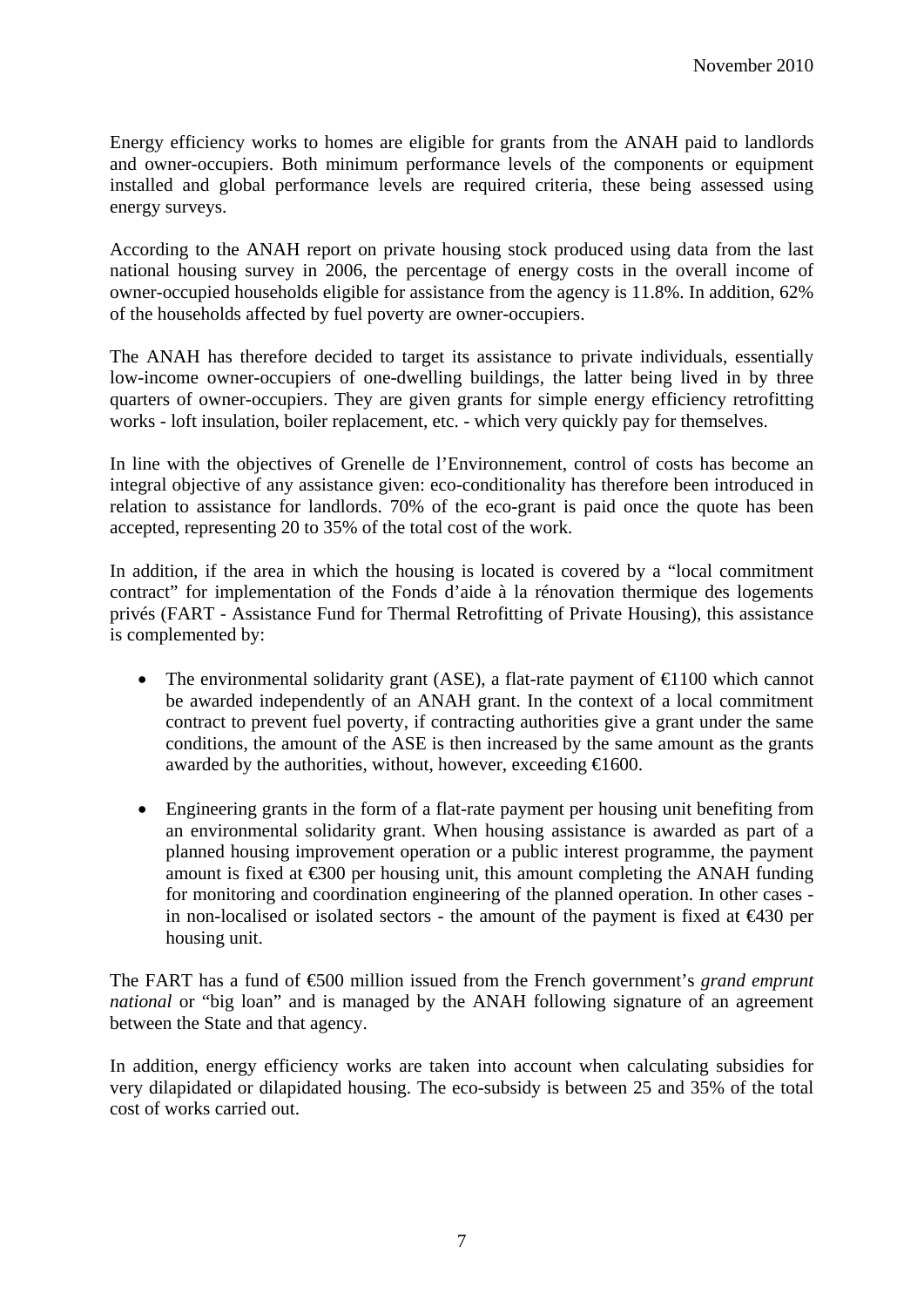Energy efficiency works to homes are eligible for grants from the ANAH paid to landlords and owner-occupiers. Both minimum performance levels of the components or equipment installed and global performance levels are required criteria, these being assessed using energy surveys.

According to the ANAH report on private housing stock produced using data from the last national housing survey in 2006, the percentage of energy costs in the overall income of owner-occupied households eligible for assistance from the agency is 11.8%. In addition, 62% of the households affected by fuel poverty are owner-occupiers.

The ANAH has therefore decided to target its assistance to private individuals, essentially low-income owner-occupiers of one-dwelling buildings, the latter being lived in by three quarters of owner-occupiers. They are given grants for simple energy efficiency retrofitting works - loft insulation, boiler replacement, etc. - which very quickly pay for themselves.

In line with the objectives of Grenelle de l'Environnement, control of costs has become an integral objective of any assistance given: eco-conditionality has therefore been introduced in relation to assistance for landlords. 70% of the eco-grant is paid once the quote has been accepted, representing 20 to 35% of the total cost of the work.

In addition, if the area in which the housing is located is covered by a "local commitment contract" for implementation of the Fonds d'aide à la rénovation thermique des logements privés (FART - Assistance Fund for Thermal Retrofitting of Private Housing), this assistance is complemented by:

- The environmental solidarity grant (ASE), a flat-rate payment of €1100 which cannot be awarded independently of an ANAH grant. In the context of a local commitment contract to prevent fuel poverty, if contracting authorities give a grant under the same conditions, the amount of the ASE is then increased by the same amount as the grants awarded by the authorities, without, however, exceeding €1600.
- Engineering grants in the form of a flat-rate payment per housing unit benefiting from an environmental solidarity grant. When housing assistance is awarded as part of a planned housing improvement operation or a public interest programme, the payment amount is fixed at €300 per housing unit, this amount completing the ANAH funding for monitoring and coordination engineering of the planned operation. In other cases - in non-localised or isolated sectors - the amount of the payment is fixed at €430 per housing unit.

The FART has a fund of €500 million issued from the French government's *grand emprunt national* or "big loan" and is managed by the ANAH following signature of an agreement between the State and that agency.

In addition, energy efficiency works are taken into account when calculating subsidies for very dilapidated or dilapidated housing. The eco-subsidy is between 25 and 35% of the total cost of works carried out.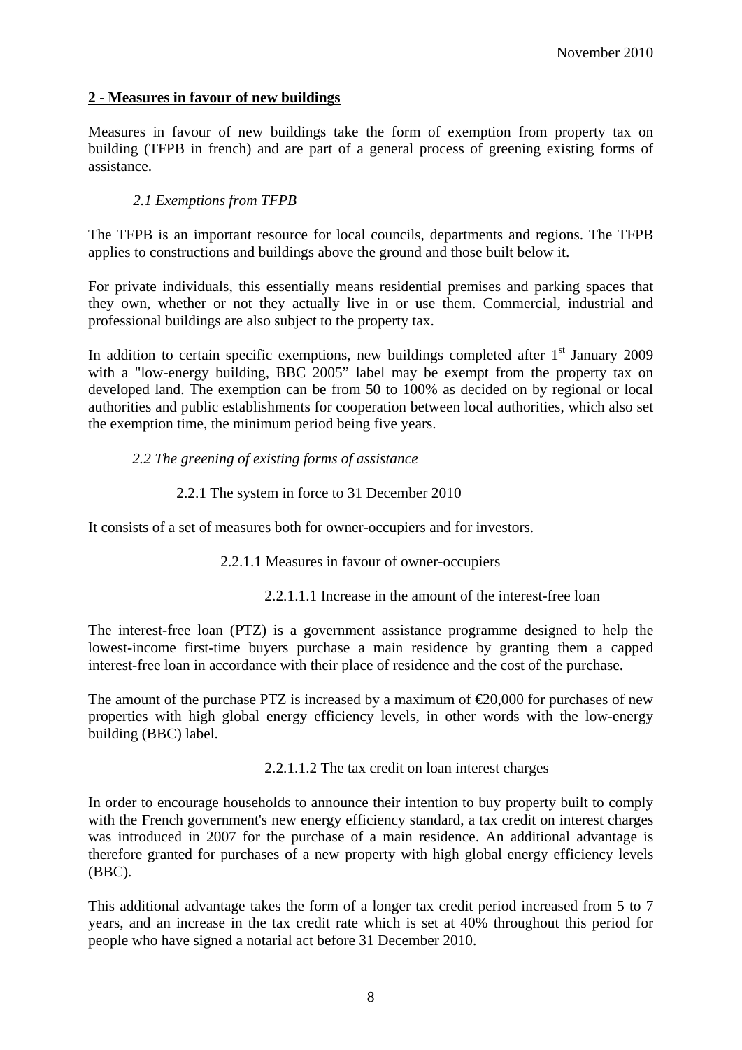## 2 - Measures in favour of new buildings

Measures in favour of new buildings take the form of exemption from property tax on building (TFPB in french) and are part of a general process of greening existing forms of assistance.

### *2.1 Exemptions from TFPB*

The TFPB is an important resource for local councils, departments and regions. The TFPB applies to constructions and buildings above the ground and those built below it.

For private individuals, this essentially means residential premises and parking spaces that they own, whether or not they actually live in or use them. Commercial, industrial and professional buildings are also subject to the property tax.

In addition to certain specific exemptions, new buildings completed after 1st January 2009 with a "low-energy building, BBC 2005" label may be exempt from the property tax on developed land. The exemption can be from 50 to 100% as decided on by regional or local authorities and public establishments for cooperation between local authorities, which also set the exemption time, the minimum period being five years.

### *2.2 The greening of existing forms of assistance*

#### 2.2.1 The system in force to 31 December 2010

It consists of a set of measures both for owner-occupiers and for investors.

##### 2.2.1.1 Measures in favour of owner-occupiers

###### 2.2.1.1.1 Increase in the amount of the interest-free loan

The interest-free loan (PTZ) is a government assistance programme designed to help the lowest-income first-time buyers purchase a main residence by granting them a capped interest-free loan in accordance with their place of residence and the cost of the purchase.

The amount of the purchase PTZ is increased by a maximum of €20,000 for purchases of new properties with high global energy efficiency levels, in other words with the low-energy building (BBC) label.

###### 2.2.1.1.2 The tax credit on loan interest charges

In order to encourage households to announce their intention to buy property built to comply with the French government's new energy efficiency standard, a tax credit on interest charges was introduced in 2007 for the purchase of a main residence. An additional advantage is therefore granted for purchases of a new property with high global energy efficiency levels (BBC).

This additional advantage takes the form of a longer tax credit period increased from 5 to 7 years, and an increase in the tax credit rate which is set at 40% throughout this period for people who have signed a notarial act before 31 December 2010.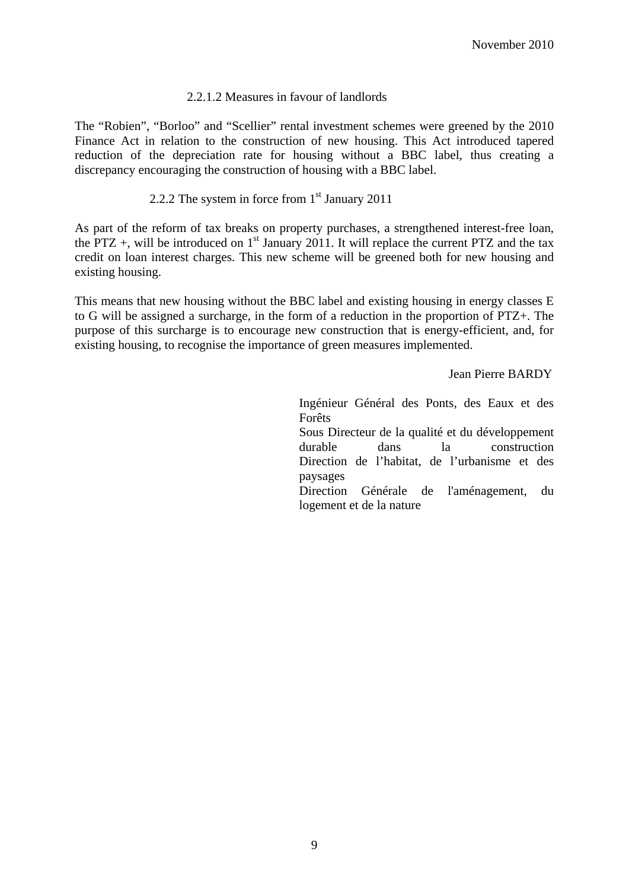#### 2.2.1.2 Measures in favour of landlords

The "Robien", "Borloo" and "Scellier" rental investment schemes were greened by the 2010 Finance Act in relation to the construction of new housing. This Act introduced tapered reduction of the depreciation rate for housing without a BBC label, thus creating a discrepancy encouraging the construction of housing with a BBC label.

### 2.2.2 The system in force from 1st January 2011

As part of the reform of tax breaks on property purchases, a strengthened interest-free loan, the PTZ +, will be introduced on 1st January 2011. It will replace the current PTZ and the tax credit on loan interest charges. This new scheme will be greened both for new housing and existing housing.

This means that new housing without the BBC label and existing housing in energy classes E to G will be assigned a surcharge, in the form of a reduction in the proportion of PTZ+. The purpose of this surcharge is to encourage new construction that is energy-efficient, and, for existing housing, to recognise the importance of green measures implemented.

Jean Pierre BARDY

Ingénieur Général des Ponts, des Eaux et des Forêts
Sous Directeur de la qualité et du développement durable dans la construction
Direction de l'habitat, de l'urbanisme et des paysages
Direction Générale de l'aménagement, du logement et de la nature